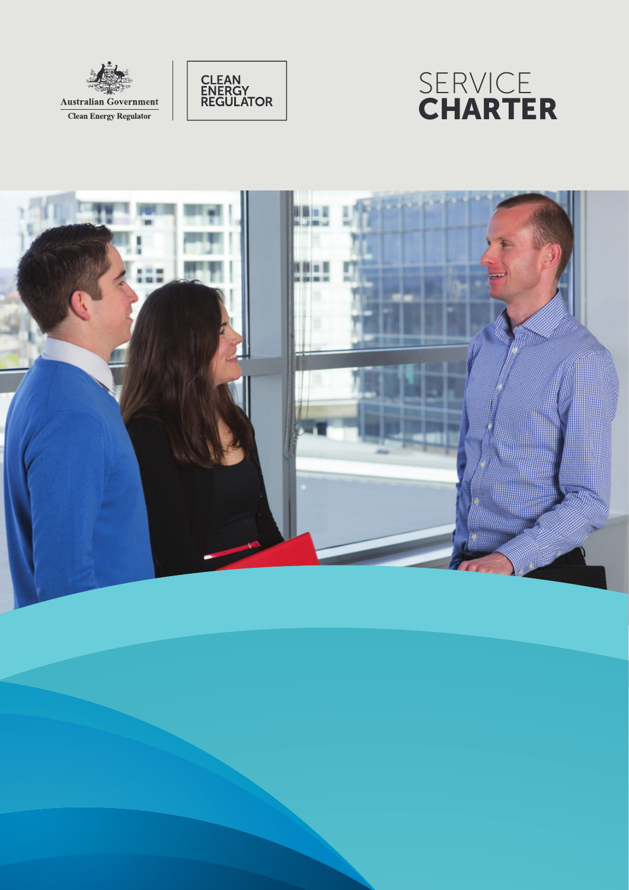Australian Government

Clean Energy Regulator

CLEAN ENERGY REGULATOR

# SERVICE CHARTER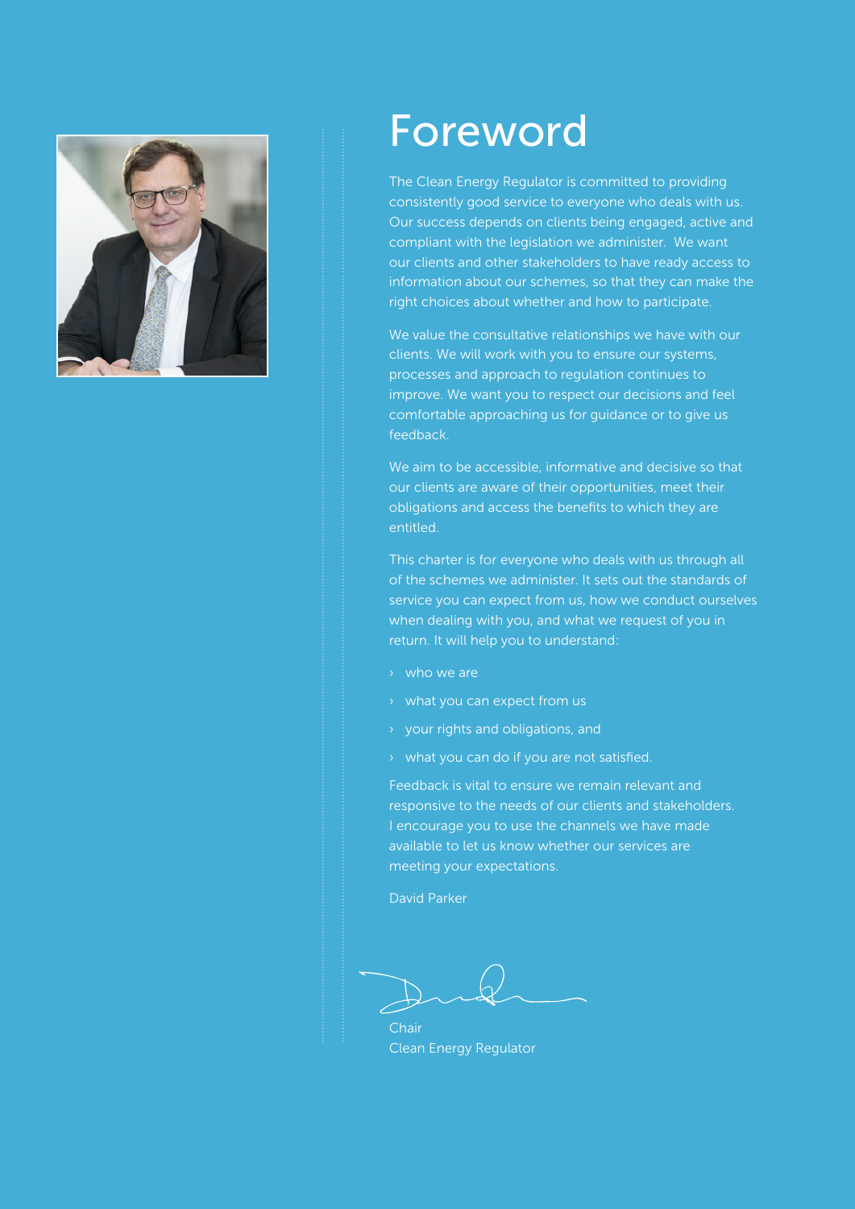# Foreword

The Clean Energy Regulator is committed to providing consistently good service to everyone who deals with us. Our success depends on clients being engaged, active and compliant with the legislation we administer. We want our clients and other stakeholders to have ready access to information about our schemes, so that they can make the right choices about whether and how to participate.

We value the consultative relationships we have with our clients. We will work with you to ensure our systems, processes and approach to regulation continues to improve. We want you to respect our decisions and feel comfortable approaching us for guidance or to give us feedback.

We aim to be accessible, informative and decisive so that our clients are aware of their opportunities, meet their obligations and access the benefits to which they are entitled.

This charter is for everyone who deals with us through all of the schemes we administer. It sets out the standards of service you can expect from us, how we conduct ourselves when dealing with you, and what we request of you in return. It will help you to understand:

- who we are
- what you can expect from us
- your rights and obligations, and
- what you can do if you are not satisfied.

Feedback is vital to ensure we remain relevant and responsive to the needs of our clients and stakeholders. I encourage you to use the channels we have made available to let us know whether our services are meeting your expectations.

David Parker

Chair
Clean Energy Regulator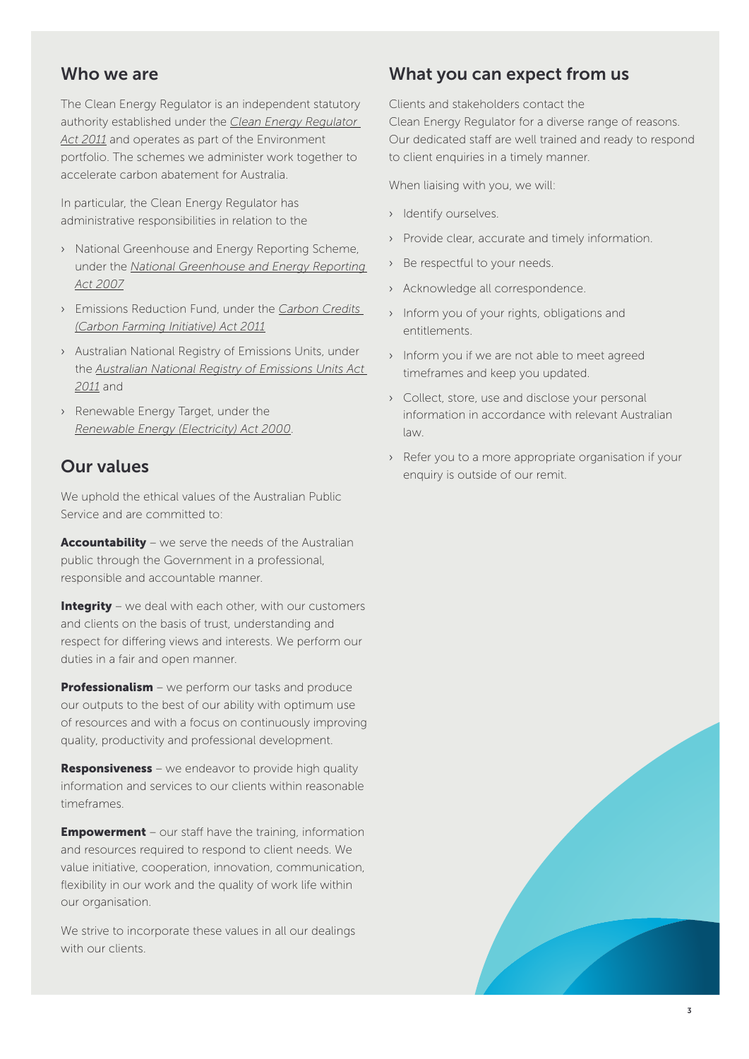## Who we are

The Clean Energy Regulator is an independent statutory authority established under the *Clean Energy Regulator Act 2011* and operates as part of the Environment portfolio. The schemes we administer work together to accelerate carbon abatement for Australia.

In particular, the Clean Energy Regulator has administrative responsibilities in relation to the

- National Greenhouse and Energy Reporting Scheme, under the *National Greenhouse and Energy Reporting Act 2007*
- Emissions Reduction Fund, under the *Carbon Credits (Carbon Farming Initiative) Act 2011*
- Australian National Registry of Emissions Units, under the *Australian National Registry of Emissions Units Act 2011* and
- Renewable Energy Target, under the *Renewable Energy (Electricity) Act 2000*.

## Our values

We uphold the ethical values of the Australian Public Service and are committed to:

**Accountability** – we serve the needs of the Australian public through the Government in a professional, responsible and accountable manner.

**Integrity** – we deal with each other, with our customers and clients on the basis of trust, understanding and respect for differing views and interests. We perform our duties in a fair and open manner.

**Professionalism** – we perform our tasks and produce our outputs to the best of our ability with optimum use of resources and with a focus on continuously improving quality, productivity and professional development.

**Responsiveness** – we endeavor to provide high quality information and services to our clients within reasonable timeframes.

**Empowerment** – our staff have the training, information and resources required to respond to client needs. We value initiative, cooperation, innovation, communication, flexibility in our work and the quality of work life within our organisation.

We strive to incorporate these values in all our dealings with our clients.

## What you can expect from us

Clients and stakeholders contact the Clean Energy Regulator for a diverse range of reasons. Our dedicated staff are well trained and ready to respond to client enquiries in a timely manner.

When liaising with you, we will:

- Identify ourselves.
- Provide clear, accurate and timely information.
- Be respectful to your needs.
- Acknowledge all correspondence.
- Inform you of your rights, obligations and entitlements.
- Inform you if we are not able to meet agreed timeframes and keep you updated.
- Collect, store, use and disclose your personal information in accordance with relevant Australian law.
- Refer you to a more appropriate organisation if your enquiry is outside of our remit.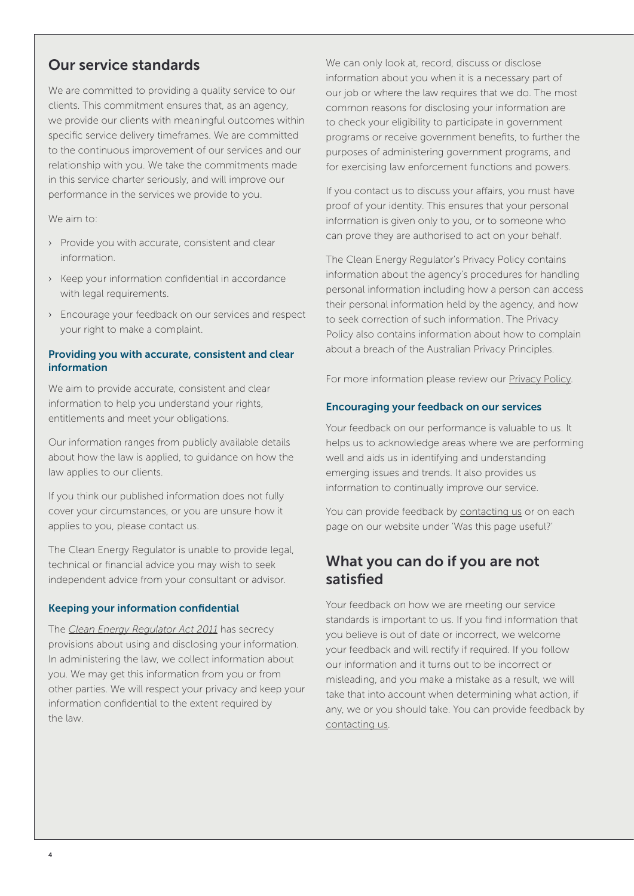## Our service standards

We are committed to providing a quality service to our clients. This commitment ensures that, as an agency, we provide our clients with meaningful outcomes within specific service delivery timeframes. We are committed to the continuous improvement of our services and our relationship with you. We take the commitments made in this service charter seriously, and will improve our performance in the services we provide to you.

We aim to:

- Provide you with accurate, consistent and clear information.
- Keep your information confidential in accordance with legal requirements.
- Encourage your feedback on our services and respect your right to make a complaint.

### Providing you with accurate, consistent and clear information

We aim to provide accurate, consistent and clear information to help you understand your rights, entitlements and meet your obligations.

Our information ranges from publicly available details about how the law is applied, to guidance on how the law applies to our clients.

If you think our published information does not fully cover your circumstances, or you are unsure how it applies to you, please contact us.

The Clean Energy Regulator is unable to provide legal, technical or financial advice you may wish to seek independent advice from your consultant or advisor.

### Keeping your information confidential

The *Clean Energy Regulator Act 2011* has secrecy provisions about using and disclosing your information. In administering the law, we collect information about you. We may get this information from you or from other parties. We will respect your privacy and keep your information confidential to the extent required by the law.

We can only look at, record, discuss or disclose information about you when it is a necessary part of our job or where the law requires that we do. The most common reasons for disclosing your information are to check your eligibility to participate in government programs or receive government benefits, to further the purposes of administering government programs, and for exercising law enforcement functions and powers.

If you contact us to discuss your affairs, you must have proof of your identity. This ensures that your personal information is given only to you, or to someone who can prove they are authorised to act on your behalf.

The Clean Energy Regulator's Privacy Policy contains information about the agency's procedures for handling personal information including how a person can access their personal information held by the agency, and how to seek correction of such information. The Privacy Policy also contains information about how to complain about a breach of the Australian Privacy Principles.

For more information please review our Privacy Policy.

### Encouraging your feedback on our services

Your feedback on our performance is valuable to us. It helps us to acknowledge areas where we are performing well and aids us in identifying and understanding emerging issues and trends. It also provides us information to continually improve our service.

You can provide feedback by contacting us or on each page on our website under 'Was this page useful?'

## What you can do if you are not satisfied

Your feedback on how we are meeting our service standards is important to us. If you find information that you believe is out of date or incorrect, we welcome your feedback and will rectify if required. If you follow our information and it turns out to be incorrect or misleading, and you make a mistake as a result, we will take that into account when determining what action, if any, we or you should take. You can provide feedback by contacting us.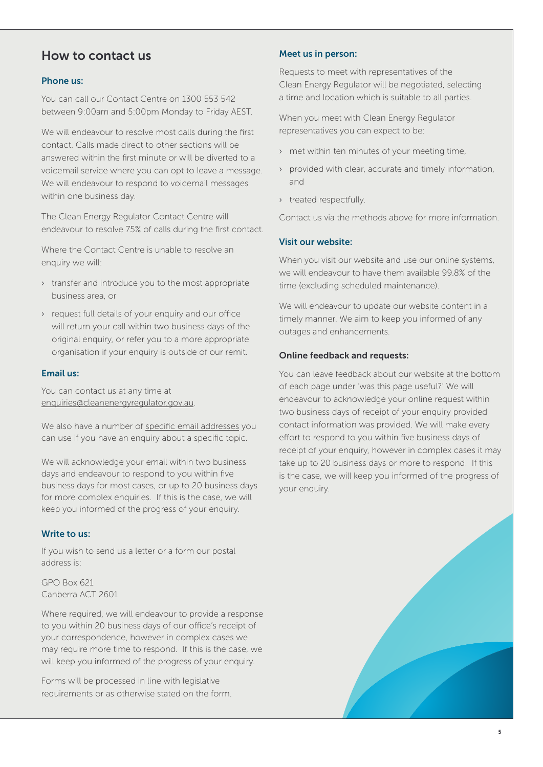## How to contact us

### Phone us:

You can call our Contact Centre on 1300 553 542 between 9:00am and 5:00pm Monday to Friday AEST.

We will endeavour to resolve most calls during the first contact. Calls made direct to other sections will be answered within the first minute or will be diverted to a voicemail service where you can opt to leave a message. We will endeavour to respond to voicemail messages within one business day.

The Clean Energy Regulator Contact Centre will endeavour to resolve 75% of calls during the first contact.

Where the Contact Centre is unable to resolve an enquiry we will:

- transfer and introduce you to the most appropriate business area, or
- request full details of your enquiry and our office will return your call within two business days of the original enquiry, or refer you to a more appropriate organisation if your enquiry is outside of our remit.

### Email us:

You can contact us at any time at enquiries@cleanenergyregulator.gov.au.

We also have a number of specific email addresses you can use if you have an enquiry about a specific topic.

We will acknowledge your email within two business days and endeavour to respond to you within five business days for most cases, or up to 20 business days for more complex enquiries. If this is the case, we will keep you informed of the progress of your enquiry.

### Write to us:

If you wish to send us a letter or a form our postal address is:

GPO Box 621
Canberra ACT 2601

Where required, we will endeavour to provide a response to you within 20 business days of our office's receipt of your correspondence, however in complex cases we may require more time to respond. If this is the case, we will keep you informed of the progress of your enquiry.

Forms will be processed in line with legislative requirements or as otherwise stated on the form.

### Meet us in person:

Requests to meet with representatives of the Clean Energy Regulator will be negotiated, selecting a time and location which is suitable to all parties.

When you meet with Clean Energy Regulator representatives you can expect to be:

- met within ten minutes of your meeting time,
- provided with clear, accurate and timely information, and
- treated respectfully.

Contact us via the methods above for more information.

### Visit our website:

When you visit our website and use our online systems, we will endeavour to have them available 99.8% of the time (excluding scheduled maintenance).

We will endeavour to update our website content in a timely manner. We aim to keep you informed of any outages and enhancements.

### Online feedback and requests:

You can leave feedback about our website at the bottom of each page under 'was this page useful?' We will endeavour to acknowledge your online request within two business days of receipt of your enquiry provided contact information was provided. We will make every effort to respond to you within five business days of receipt of your enquiry, however in complex cases it may take up to 20 business days or more to respond. If this is the case, we will keep you informed of the progress of your enquiry.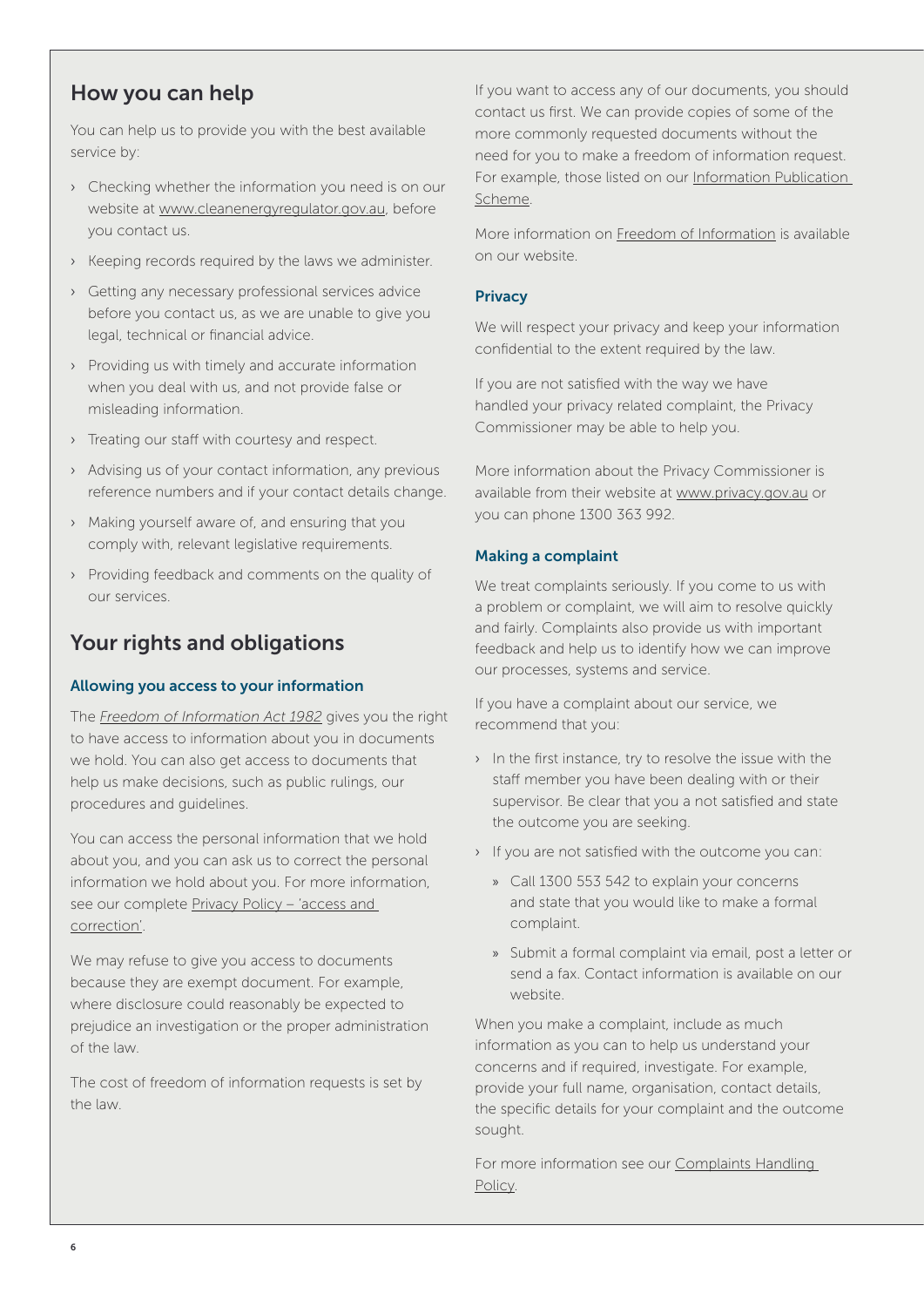## How you can help

You can help us to provide you with the best available service by:

- Checking whether the information you need is on our website at www.cleanenergyregulator.gov.au, before you contact us.
- Keeping records required by the laws we administer.
- Getting any necessary professional services advice before you contact us, as we are unable to give you legal, technical or financial advice.
- Providing us with timely and accurate information when you deal with us, and not provide false or misleading information.
- Treating our staff with courtesy and respect.
- Advising us of your contact information, any previous reference numbers and if your contact details change.
- Making yourself aware of, and ensuring that you comply with, relevant legislative requirements.
- Providing feedback and comments on the quality of our services.

## Your rights and obligations

### Allowing you access to your information

The *Freedom of Information Act 1982* gives you the right to have access to information about you in documents we hold. You can also get access to documents that help us make decisions, such as public rulings, our procedures and guidelines.

You can access the personal information that we hold about you, and you can ask us to correct the personal information we hold about you. For more information, see our complete Privacy Policy – 'access and correction'.

We may refuse to give you access to documents because they are exempt document. For example, where disclosure could reasonably be expected to prejudice an investigation or the proper administration of the law.

The cost of freedom of information requests is set by the law.

If you want to access any of our documents, you should contact us first. We can provide copies of some of the more commonly requested documents without the need for you to make a freedom of information request. For example, those listed on our Information Publication Scheme.

More information on Freedom of Information is available on our website.

### Privacy

We will respect your privacy and keep your information confidential to the extent required by the law.

If you are not satisfied with the way we have handled your privacy related complaint, the Privacy Commissioner may be able to help you.

More information about the Privacy Commissioner is available from their website at www.privacy.gov.au or you can phone 1300 363 992.

### Making a complaint

We treat complaints seriously. If you come to us with a problem or complaint, we will aim to resolve quickly and fairly. Complaints also provide us with important feedback and help us to identify how we can improve our processes, systems and service.

If you have a complaint about our service, we recommend that you:

- In the first instance, try to resolve the issue with the staff member you have been dealing with or their supervisor. Be clear that you a not satisfied and state the outcome you are seeking.
- If you are not satisfied with the outcome you can:
  - Call 1300 553 542 to explain your concerns and state that you would like to make a formal complaint.
  - Submit a formal complaint via email, post a letter or send a fax. Contact information is available on our website.

When you make a complaint, include as much information as you can to help us understand your concerns and if required, investigate. For example, provide your full name, organisation, contact details, the specific details for your complaint and the outcome sought.

For more information see our Complaints Handling Policy.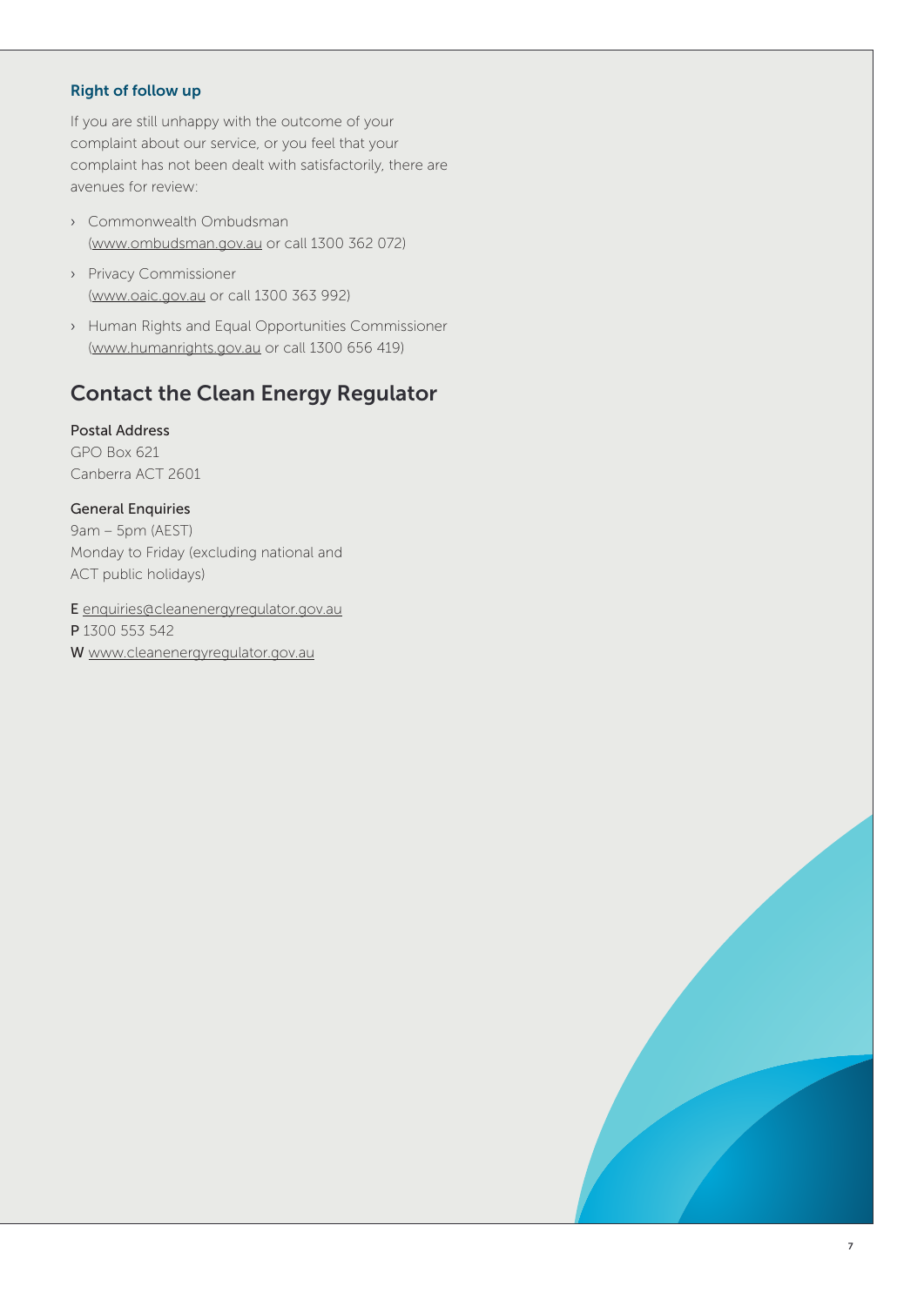### Right of follow up

If you are still unhappy with the outcome of your complaint about our service, or you feel that your complaint has not been dealt with satisfactorily, there are avenues for review:

- Commonwealth Ombudsman (www.ombudsman.gov.au or call 1300 362 072)
- Privacy Commissioner (www.oaic.gov.au or call 1300 363 992)
- Human Rights and Equal Opportunities Commissioner (www.humanrights.gov.au or call 1300 656 419)

## Contact the Clean Energy Regulator

**Postal Address**
GPO Box 621
Canberra ACT 2601

**General Enquiries**
9am – 5pm (AEST)
Monday to Friday (excluding national and ACT public holidays)

**E** enquiries@cleanenergyregulator.gov.au
**P** 1300 553 542
**W** www.cleanenergyregulator.gov.au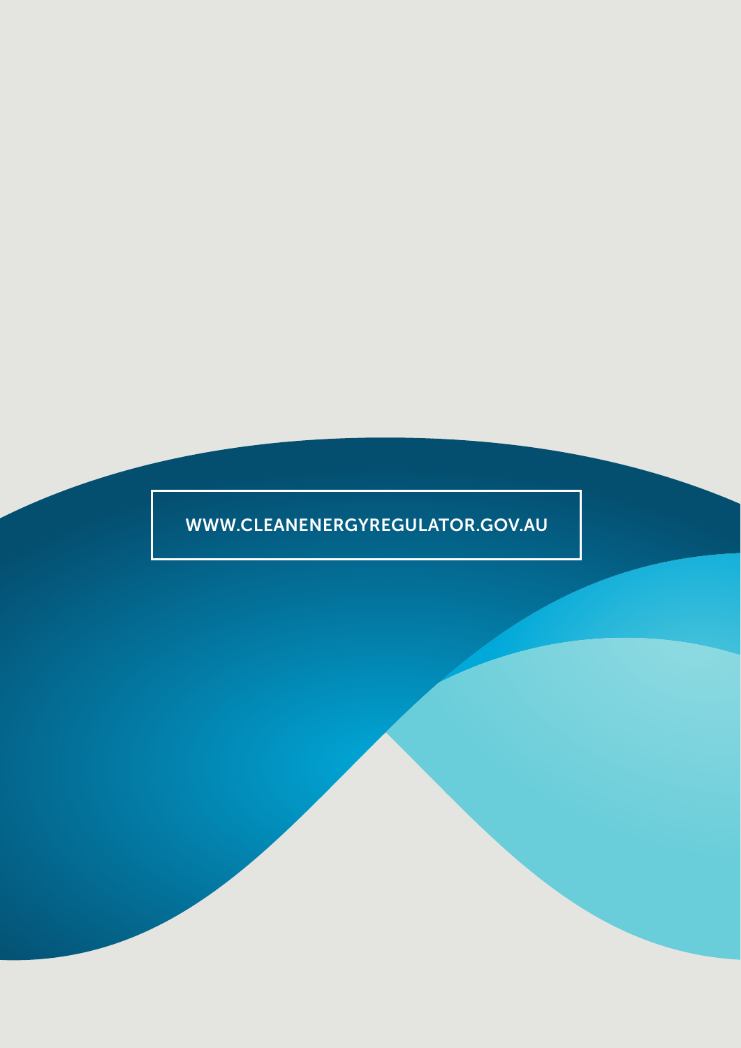WWW.CLEANENERGYREGULATOR.GOV.AU